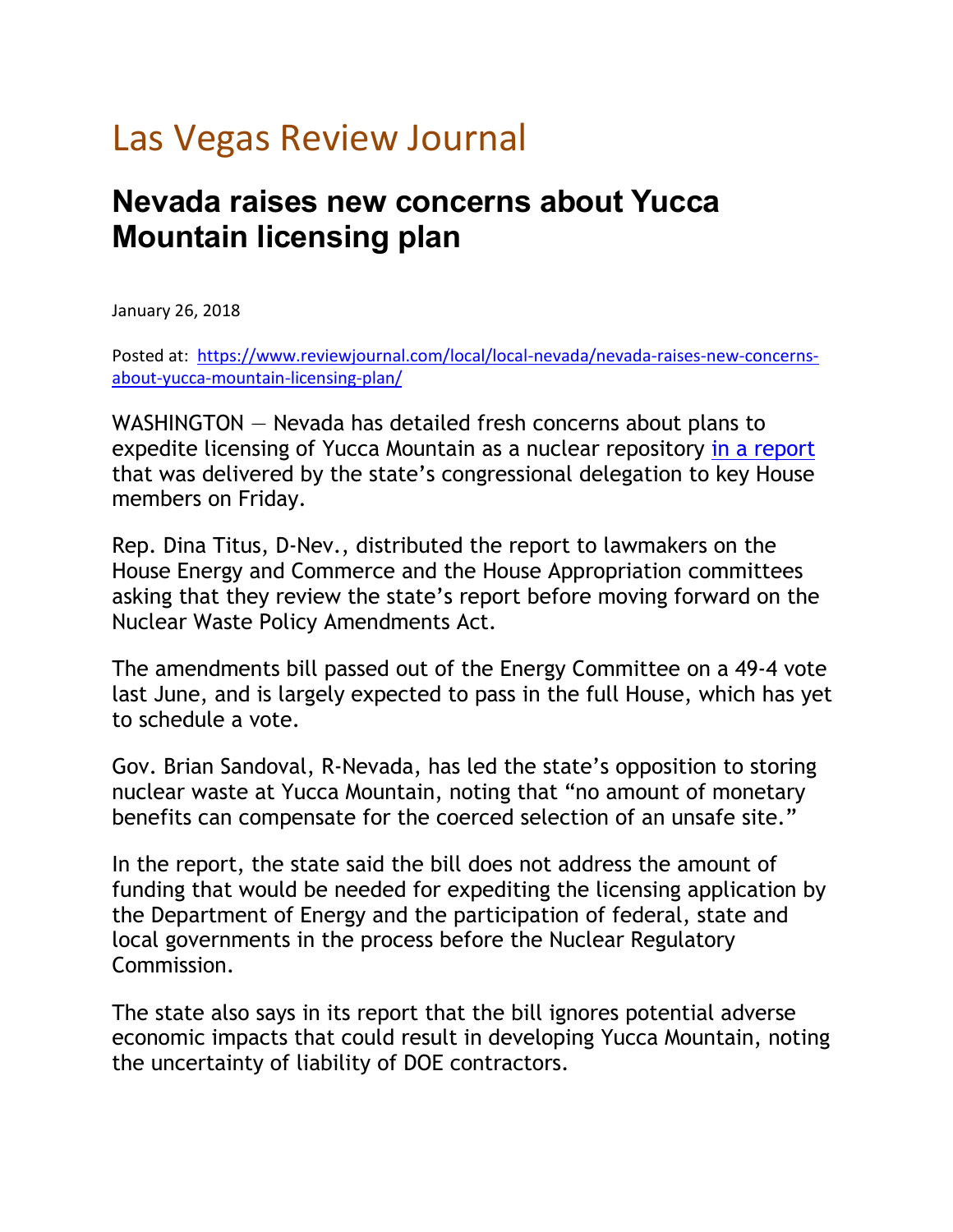# Las Vegas Review Journal

## Nevada raises new concerns about Yucca Mountain licensing plan

January 26, 2018

Posted at: [https://www.reviewjournal.com/local/local-nevada/nevada-raises-new-concerns-about-yucca-mountain-licensing-plan/](https://www.reviewjournal.com/local/local-nevada/nevada-raises-new-concerns-about-yucca-mountain-licensing-plan/)

WASHINGTON — Nevada has detailed fresh concerns about plans to expedite licensing of Yucca Mountain as a nuclear repository [in a report](#) that was delivered by the state's congressional delegation to key House members on Friday.

Rep. Dina Titus, D-Nev., distributed the report to lawmakers on the House Energy and Commerce and the House Appropriation committees asking that they review the state's report before moving forward on the Nuclear Waste Policy Amendments Act.

The amendments bill passed out of the Energy Committee on a 49-4 vote last June, and is largely expected to pass in the full House, which has yet to schedule a vote.

Gov. Brian Sandoval, R-Nevada, has led the state's opposition to storing nuclear waste at Yucca Mountain, noting that "no amount of monetary benefits can compensate for the coerced selection of an unsafe site."

In the report, the state said the bill does not address the amount of funding that would be needed for expediting the licensing application by the Department of Energy and the participation of federal, state and local governments in the process before the Nuclear Regulatory Commission.

The state also says in its report that the bill ignores potential adverse economic impacts that could result in developing Yucca Mountain, noting the uncertainty of liability of DOE contractors.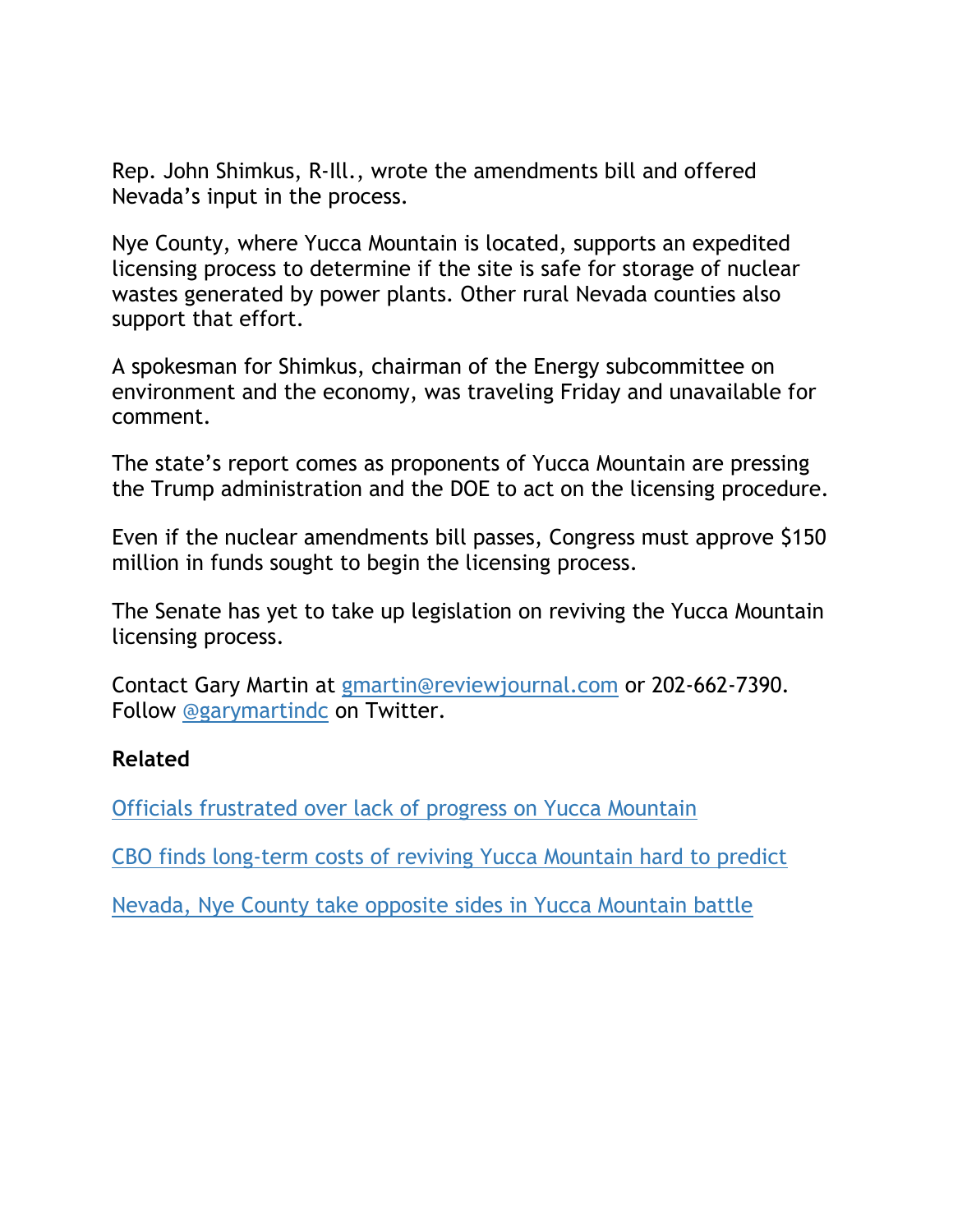Rep. John Shimkus, R-Ill., wrote the amendments bill and offered Nevada's input in the process.

Nye County, where Yucca Mountain is located, supports an expedited licensing process to determine if the site is safe for storage of nuclear wastes generated by power plants. Other rural Nevada counties also support that effort.

A spokesman for Shimkus, chairman of the Energy subcommittee on environment and the economy, was traveling Friday and unavailable for comment.

The state's report comes as proponents of Yucca Mountain are pressing the Trump administration and the DOE to act on the licensing procedure.

Even if the nuclear amendments bill passes, Congress must approve $150 million in funds sought to begin the licensing process.

The Senate has yet to take up legislation on reviving the Yucca Mountain licensing process.

Contact Gary Martin at gmartin@reviewjournal.com or 202-662-7390. Follow @garymartindc on Twitter.

**Related**

Officials frustrated over lack of progress on Yucca Mountain

CBO finds long-term costs of reviving Yucca Mountain hard to predict

Nevada, Nye County take opposite sides in Yucca Mountain battle